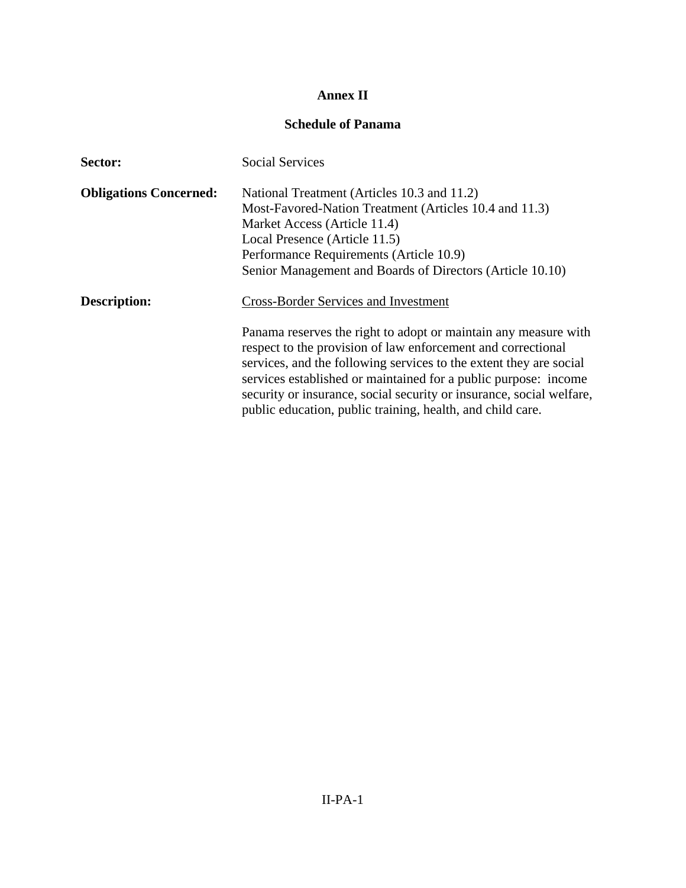# Annex II

## Schedule of Panama

**Sector:** Social Services

**Obligations Concerned:**
National Treatment (Articles 10.3 and 11.2)
Most-Favored-Nation Treatment (Articles 10.4 and 11.3)
Market Access (Article 11.4)
Local Presence (Article 11.5)
Performance Requirements (Article 10.9)
Senior Management and Boards of Directors (Article 10.10)

**Description:** Cross-Border Services and Investment

Panama reserves the right to adopt or maintain any measure with respect to the provision of law enforcement and correctional services, and the following services to the extent they are social services established or maintained for a public purpose: income security or insurance, social security or insurance, social welfare, public education, public training, health, and child care.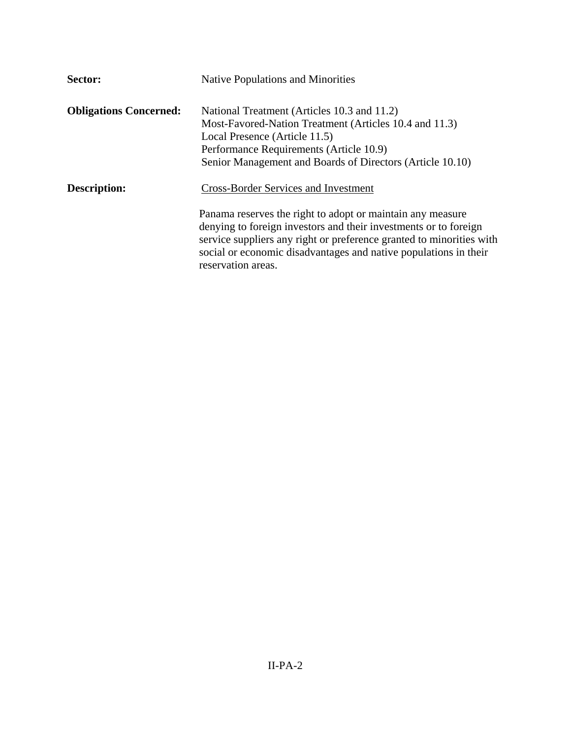**Sector:** Native Populations and Minorities

**Obligations Concerned:** National Treatment (Articles 10.3 and 11.2)
Most-Favored-Nation Treatment (Articles 10.4 and 11.3)
Local Presence (Article 11.5)
Performance Requirements (Article 10.9)
Senior Management and Boards of Directors (Article 10.10)

**Description:** <u>Cross-Border Services and Investment</u>

Panama reserves the right to adopt or maintain any measure denying to foreign investors and their investments or to foreign service suppliers any right or preference granted to minorities with social or economic disadvantages and native populations in their reservation areas.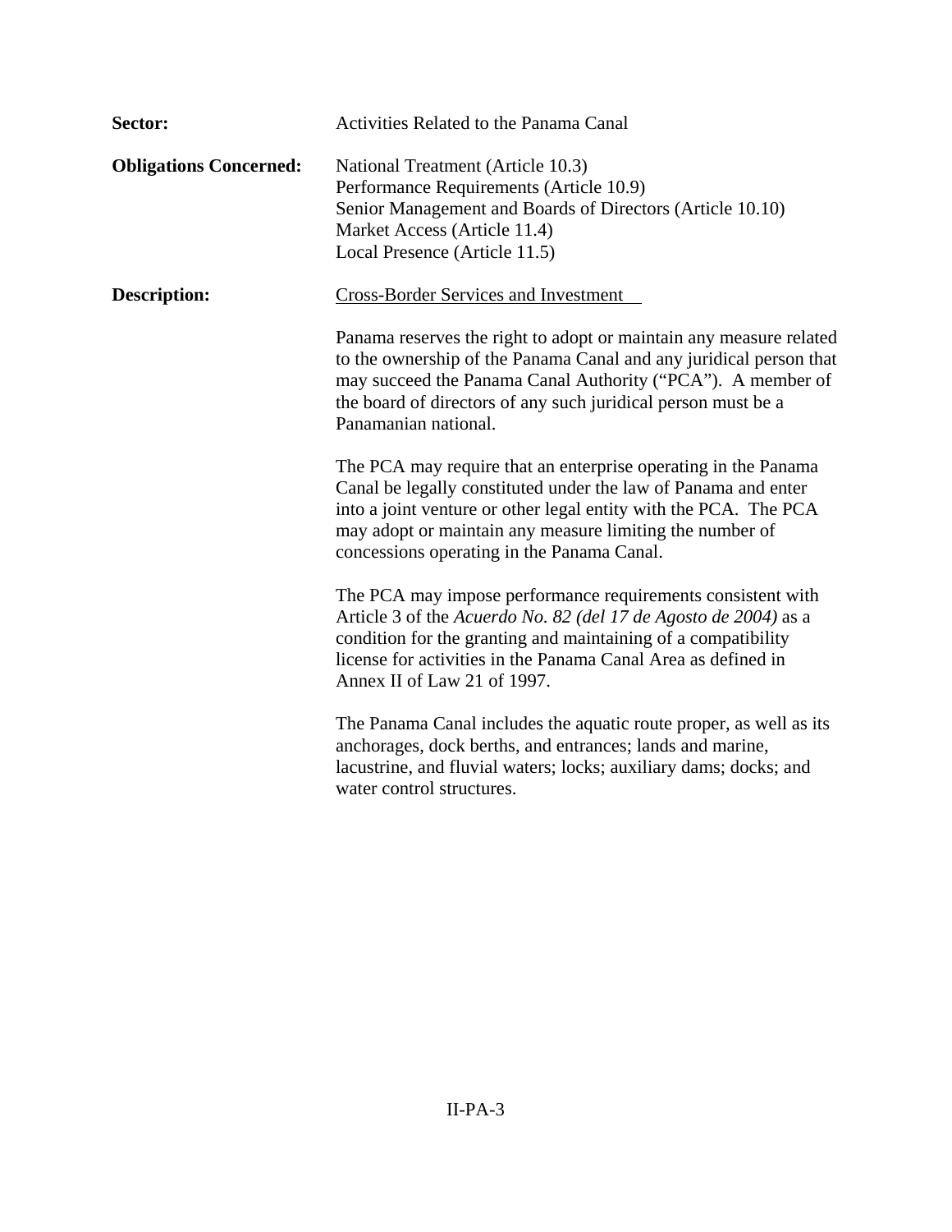**Sector:** Activities Related to the Panama Canal

**Obligations Concerned:** National Treatment (Article 10.3)
Performance Requirements (Article 10.9)
Senior Management and Boards of Directors (Article 10.10)
Market Access (Article 11.4)
Local Presence (Article 11.5)

**Description:** <u>Cross-Border Services and Investment</u>

Panama reserves the right to adopt or maintain any measure related to the ownership of the Panama Canal and any juridical person that may succeed the Panama Canal Authority ("PCA"). A member of the board of directors of any such juridical person must be a Panamanian national.

The PCA may require that an enterprise operating in the Panama Canal be legally constituted under the law of Panama and enter into a joint venture or other legal entity with the PCA. The PCA may adopt or maintain any measure limiting the number of concessions operating in the Panama Canal.

The PCA may impose performance requirements consistent with Article 3 of the *Acuerdo No. 82 (del 17 de Agosto de 2004)* as a condition for the granting and maintaining of a compatibility license for activities in the Panama Canal Area as defined in Annex II of Law 21 of 1997.

The Panama Canal includes the aquatic route proper, as well as its anchorages, dock berths, and entrances; lands and marine, lacustrine, and fluvial waters; locks; auxiliary dams; docks; and water control structures.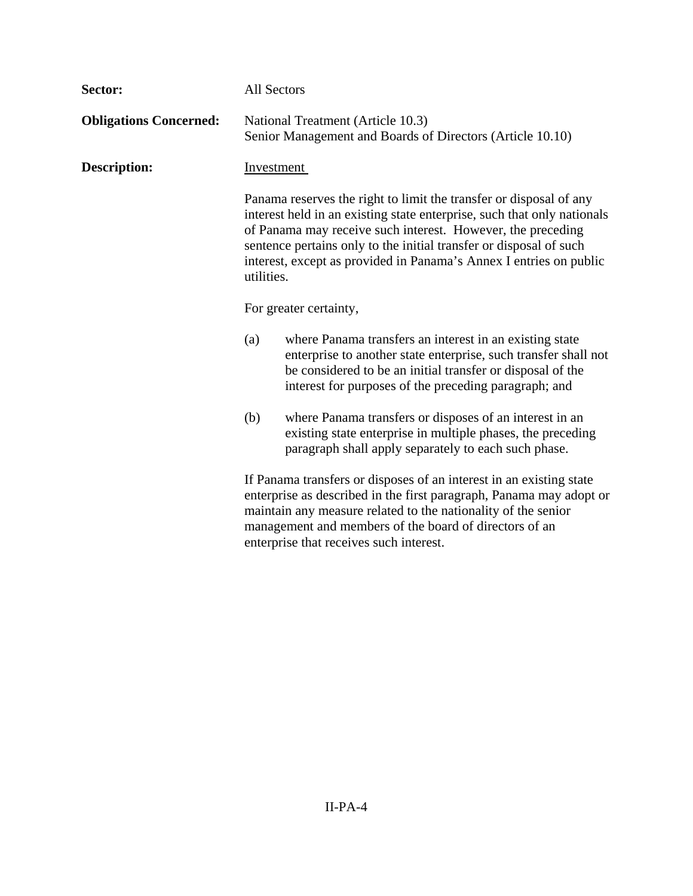**Sector:** All Sectors

**Obligations Concerned:** National Treatment (Article 10.3)
Senior Management and Boards of Directors (Article 10.10)

**Description:** Investment

Panama reserves the right to limit the transfer or disposal of any interest held in an existing state enterprise, such that only nationals of Panama may receive such interest. However, the preceding sentence pertains only to the initial transfer or disposal of such interest, except as provided in Panama's Annex I entries on public utilities.

For greater certainty,

(a) where Panama transfers an interest in an existing state enterprise to another state enterprise, such transfer shall not be considered to be an initial transfer or disposal of the interest for purposes of the preceding paragraph; and

(b) where Panama transfers or disposes of an interest in an existing state enterprise in multiple phases, the preceding paragraph shall apply separately to each such phase.

If Panama transfers or disposes of an interest in an existing state enterprise as described in the first paragraph, Panama may adopt or maintain any measure related to the nationality of the senior management and members of the board of directors of an enterprise that receives such interest.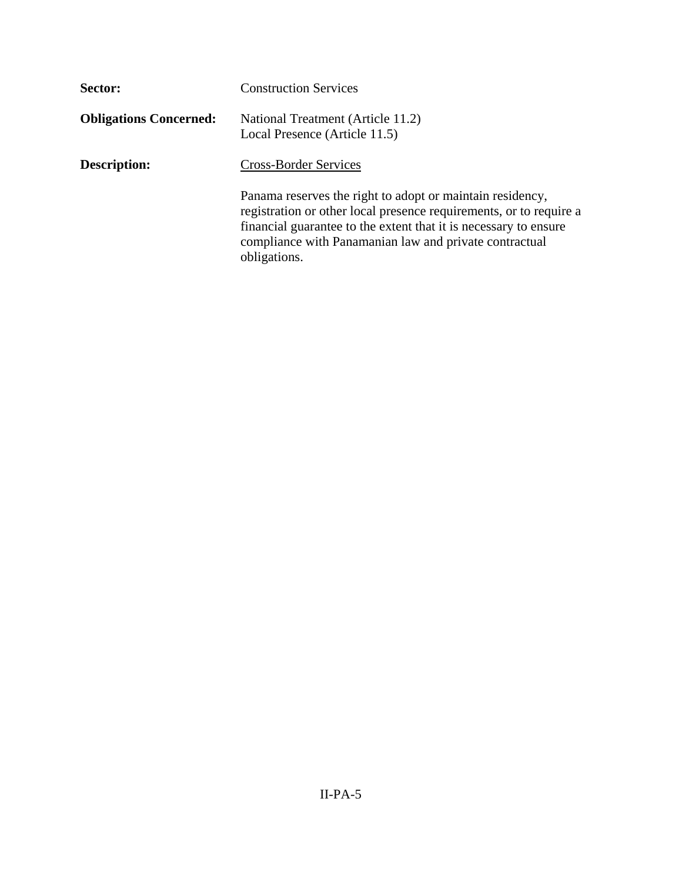**Sector:** Construction Services

**Obligations Concerned:** National Treatment (Article 11.2)
Local Presence (Article 11.5)

**Description:** Cross-Border Services

Panama reserves the right to adopt or maintain residency, registration or other local presence requirements, or to require a financial guarantee to the extent that it is necessary to ensure compliance with Panamanian law and private contractual obligations.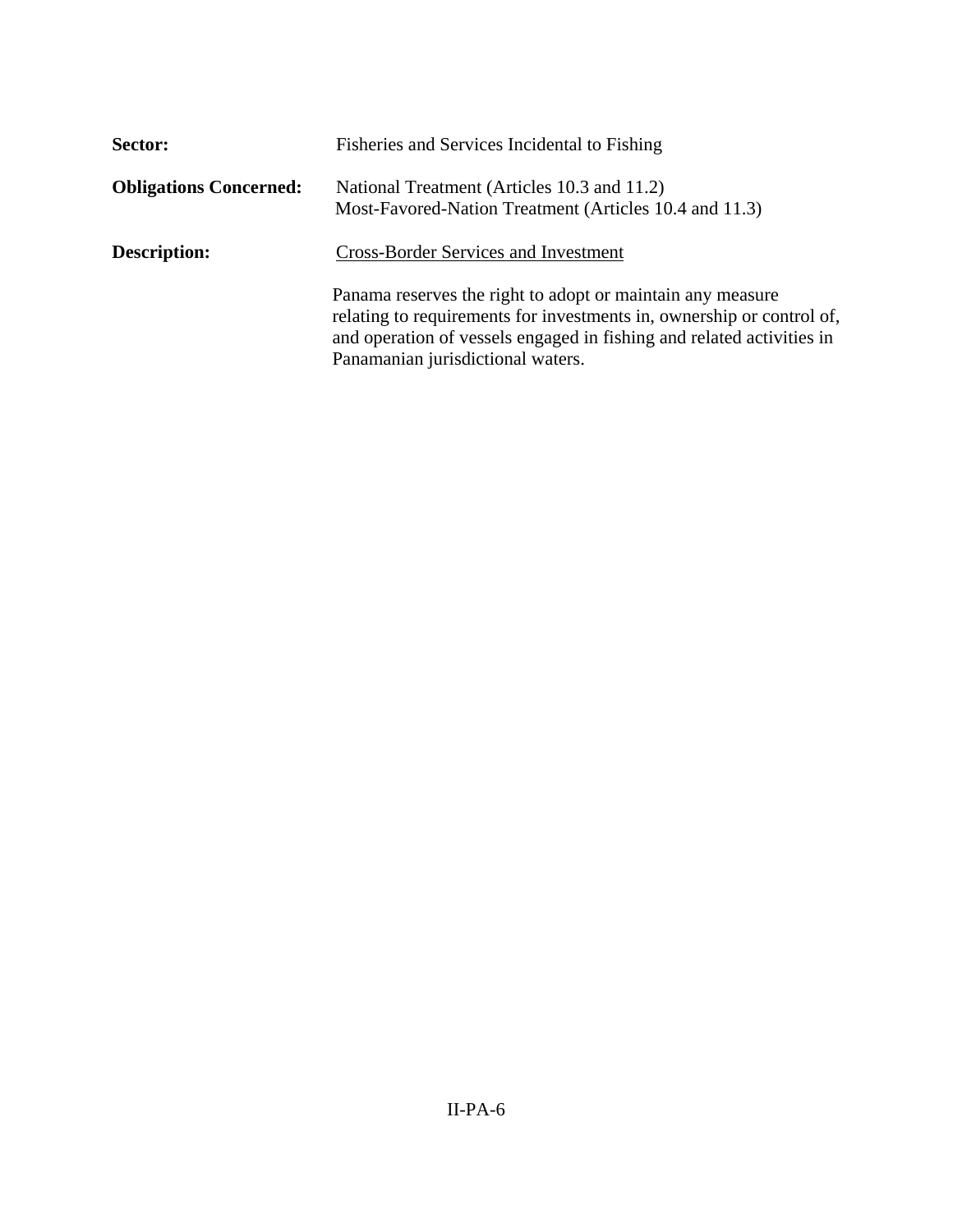**Sector:** Fisheries and Services Incidental to Fishing

**Obligations Concerned:** National Treatment (Articles 10.3 and 11.2)
Most-Favored-Nation Treatment (Articles 10.4 and 11.3)

**Description:** Cross-Border Services and Investment

Panama reserves the right to adopt or maintain any measure relating to requirements for investments in, ownership or control of, and operation of vessels engaged in fishing and related activities in Panamanian jurisdictional waters.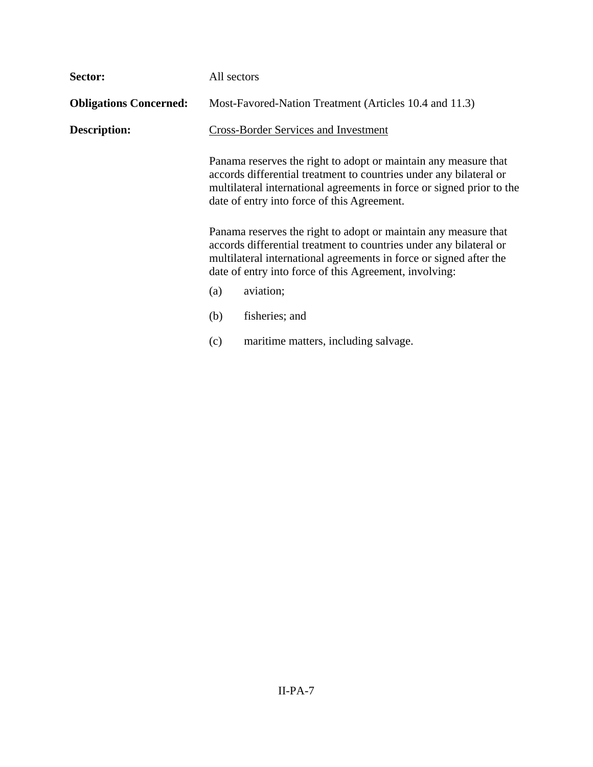**Sector:** All sectors

**Obligations Concerned:** Most-Favored-Nation Treatment (Articles 10.4 and 11.3)

**Description:** Cross-Border Services and Investment

Panama reserves the right to adopt or maintain any measure that accords differential treatment to countries under any bilateral or multilateral international agreements in force or signed prior to the date of entry into force of this Agreement.

Panama reserves the right to adopt or maintain any measure that accords differential treatment to countries under any bilateral or multilateral international agreements in force or signed after the date of entry into force of this Agreement, involving:

(a) aviation;

(b) fisheries; and

(c) maritime matters, including salvage.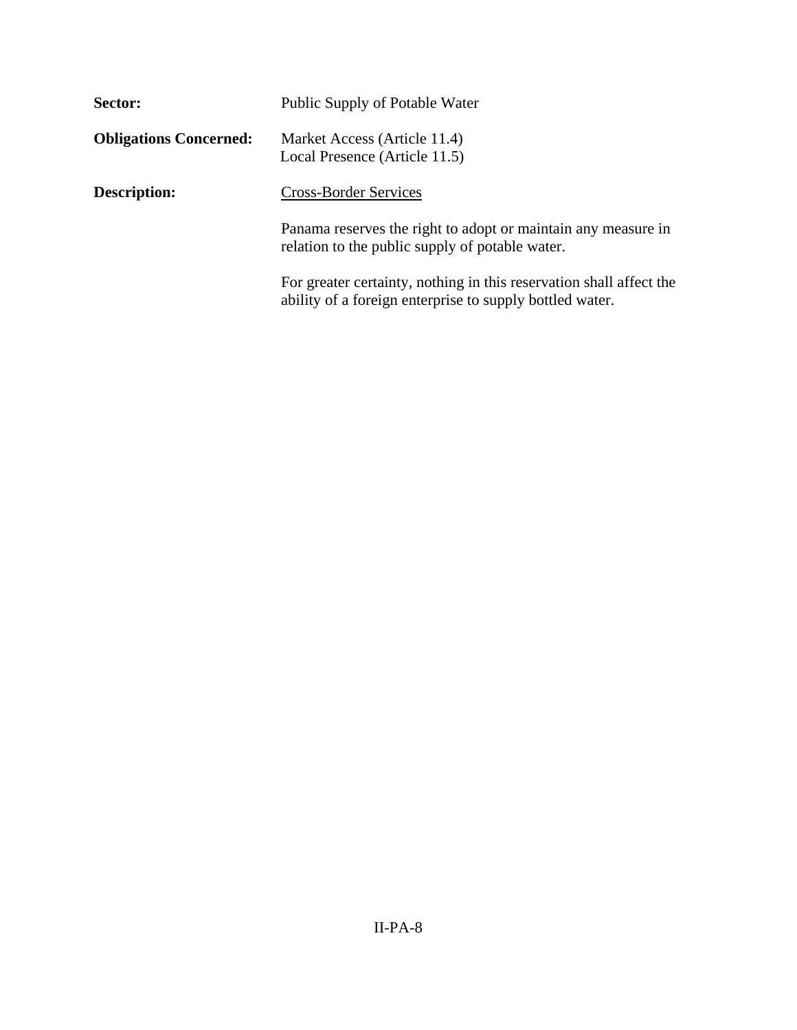**Sector:** Public Supply of Potable Water

**Obligations Concerned:** Market Access (Article 11.4)
Local Presence (Article 11.5)

**Description:** Cross-Border Services

Panama reserves the right to adopt or maintain any measure in relation to the public supply of potable water.

For greater certainty, nothing in this reservation shall affect the ability of a foreign enterprise to supply bottled water.